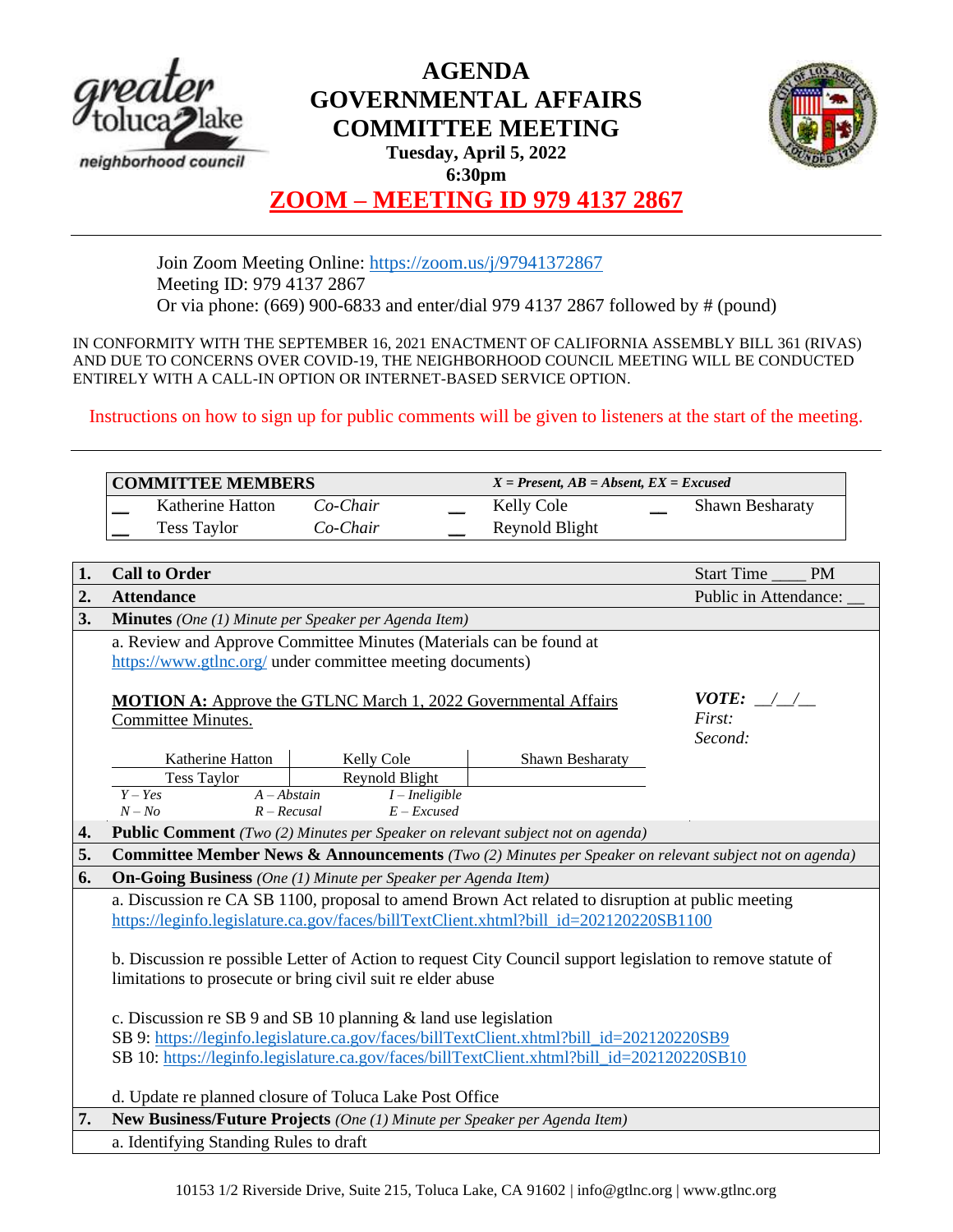# AGENDA
# GOVERNMENTAL AFFAIRS COMMITTEE MEETING

**Tuesday, April 5, 2022**
**6:30pm**

## ZOOM – MEETING ID 979 4137 2867

Join Zoom Meeting Online: https://zoom.us/j/97941372867
Meeting ID: 979 4137 2867
Or via phone: (669) 900-6833 and enter/dial 979 4137 2867 followed by # (pound)

IN CONFORMITY WITH THE SEPTEMBER 16, 2021 ENACTMENT OF CALIFORNIA ASSEMBLY BILL 361 (RIVAS) AND DUE TO CONCERNS OVER COVID-19, THE NEIGHBORHOOD COUNCIL MEETING WILL BE CONDUCTED ENTIRELY WITH A CALL-IN OPTION OR INTERNET-BASED SERVICE OPTION.

Instructions on how to sign up for public comments will be given to listeners at the start of the meeting.

| **COMMITTEE MEMBERS** | | | *X = Present, AB = Absent, EX = Excused* | | |
|---|---|---|---|---|---|
| __ | Katherine Hatton | *Co-Chair* | __ Kelly Cole | __ | Shawn Besharaty |
| __ | Tess Taylor | *Co-Chair* | __ Reynold Blight | | |

| | | |
|---|---|---|
| **1.** | **Call to Order** | Start Time ____ PM |
| **2.** | **Attendance** | Public in Attendance: __ |
| **3.** | **Minutes** *(One (1) Minute per Speaker per Agenda Item)* | |

a. Review and Approve Committee Minutes (Materials can be found at https://www.gtlnc.org/ under committee meeting documents)

**MOTION A:** Approve the GTLNC March 1, 2022 Governmental Affairs Committee Minutes.

***VOTE:*** __/__/__
*First:*
*Second:*

| Katherine Hatton | Kelly Cole | Shawn Besharaty |
|---|---|---|
| Tess Taylor | Reynold Blight | |

*Y – Yes* *A – Abstain* *I – Ineligible*
*N – No* *R – Recusal* *E – Excused*

**4. Public Comment** *(Two (2) Minutes per Speaker on relevant subject not on agenda)*

**5. Committee Member News & Announcements** *(Two (2) Minutes per Speaker on relevant subject not on agenda)*

**6. On-Going Business** *(One (1) Minute per Speaker per Agenda Item)*

a. Discussion re CA SB 1100, proposal to amend Brown Act related to disruption at public meeting
https://leginfo.legislature.ca.gov/faces/billTextClient.xhtml?bill_id=202120220SB1100

b. Discussion re possible Letter of Action to request City Council support legislation to remove statute of limitations to prosecute or bring civil suit re elder abuse

c. Discussion re SB 9 and SB 10 planning & land use legislation
SB 9: https://leginfo.legislature.ca.gov/faces/billTextClient.xhtml?bill_id=202120220SB9
SB 10: https://leginfo.legislature.ca.gov/faces/billTextClient.xhtml?bill_id=202120220SB10

d. Update re planned closure of Toluca Lake Post Office

**7. New Business/Future Projects** *(One (1) Minute per Speaker per Agenda Item)*

a. Identifying Standing Rules to draft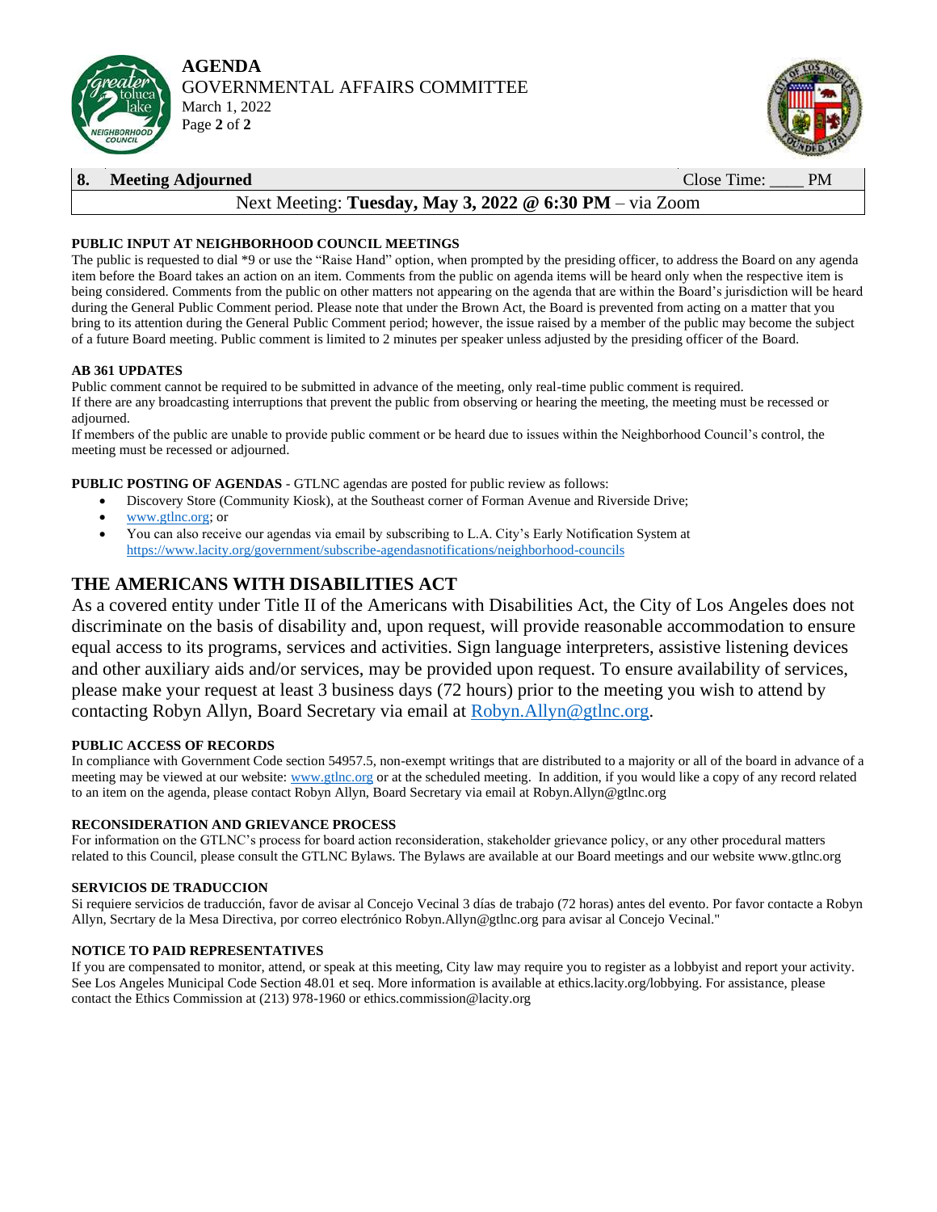**8. Meeting Adjourned** Close Time: ____ PM

Next Meeting: **Tuesday, May 3, 2022 @ 6:30 PM** – via Zoom

**PUBLIC INPUT AT NEIGHBORHOOD COUNCIL MEETINGS**

The public is requested to dial *9 or use the "Raise Hand" option, when prompted by the presiding officer, to address the Board on any agenda item before the Board takes an action on an item. Comments from the public on agenda items will be heard only when the respective item is being considered. Comments from the public on other matters not appearing on the agenda that are within the Board's jurisdiction will be heard during the General Public Comment period. Please note that under the Brown Act, the Board is prevented from acting on a matter that you bring to its attention during the General Public Comment period; however, the issue raised by a member of the public may become the subject of a future Board meeting. Public comment is limited to 2 minutes per speaker unless adjusted by the presiding officer of the Board.

**AB 361 UPDATES**

Public comment cannot be required to be submitted in advance of the meeting, only real-time public comment is required.
If there are any broadcasting interruptions that prevent the public from observing or hearing the meeting, the meeting must be recessed or adjourned.
If members of the public are unable to provide public comment or be heard due to issues within the Neighborhood Council's control, the meeting must be recessed or adjourned.

**PUBLIC POSTING OF AGENDAS** - GTLNC agendas are posted for public review as follows:

- Discovery Store (Community Kiosk), at the Southeast corner of Forman Avenue and Riverside Drive;
- www.gtlnc.org; or
- You can also receive our agendas via email by subscribing to L.A. City's Early Notification System at https://www.lacity.org/government/subscribe-agendasnotifications/neighborhood-councils

## THE AMERICANS WITH DISABILITIES ACT

As a covered entity under Title II of the Americans with Disabilities Act, the City of Los Angeles does not discriminate on the basis of disability and, upon request, will provide reasonable accommodation to ensure equal access to its programs, services and activities. Sign language interpreters, assistive listening devices and other auxiliary aids and/or services, may be provided upon request. To ensure availability of services, please make your request at least 3 business days (72 hours) prior to the meeting you wish to attend by contacting Robyn Allyn, Board Secretary via email at Robyn.Allyn@gtlnc.org.

**PUBLIC ACCESS OF RECORDS**

In compliance with Government Code section 54957.5, non-exempt writings that are distributed to a majority or all of the board in advance of a meeting may be viewed at our website: www.gtlnc.org or at the scheduled meeting. In addition, if you would like a copy of any record related to an item on the agenda, please contact Robyn Allyn, Board Secretary via email at Robyn.Allyn@gtlnc.org

**RECONSIDERATION AND GRIEVANCE PROCESS**

For information on the GTLNC's process for board action reconsideration, stakeholder grievance policy, or any other procedural matters related to this Council, please consult the GTLNC Bylaws. The Bylaws are available at our Board meetings and our website www.gtlnc.org

**SERVICIOS DE TRADUCCION**

Si requiere servicios de traducción, favor de avisar al Concejo Vecinal 3 días de trabajo (72 horas) antes del evento. Por favor contacte a Robyn Allyn, Secrtary de la Mesa Directiva, por correo electrónico Robyn.Allyn@gtlnc.org para avisar al Concejo Vecinal."

**NOTICE TO PAID REPRESENTATIVES**

If you are compensated to monitor, attend, or speak at this meeting, City law may require you to register as a lobbyist and report your activity. See Los Angeles Municipal Code Section 48.01 et seq. More information is available at ethics.lacity.org/lobbying. For assistance, please contact the Ethics Commission at (213) 978-1960 or ethics.commission@lacity.org